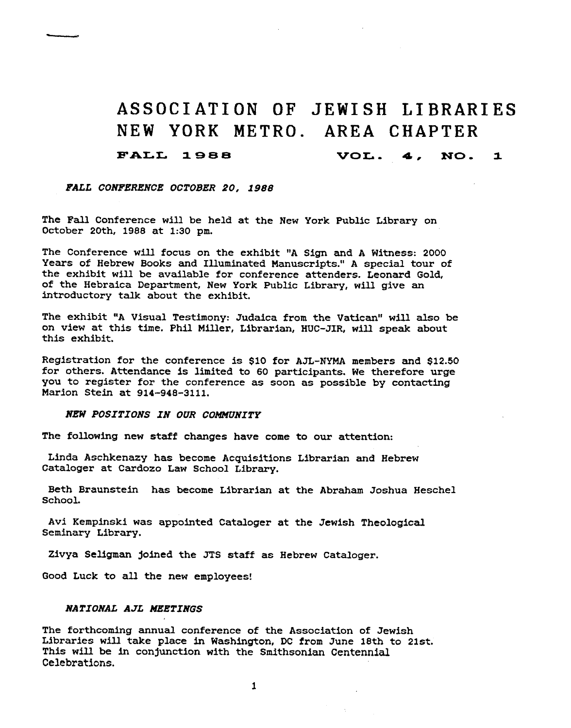# ASSOCIATION OF JEWISH LIBRARIES NEW YORK METRO. AREA CHAPTER

**FALL 1988 VOL. 4, NO. 1**

### *FALL CONFERENCE OCTOBER 20, 1988*

The Fall Conference will be held at the New York Public Library on October 20th, 1988 at 1:30 pm.

The Conference will focus on the exhibit "A Sign and A Witness: 2000 Years of Hebrew Books and Illuminated Manuscripts." A special tour of the exhibit will be available for conference attenders. Leonard Gold, of the Hebraica Department, New York Public Library, will give an introductory talk about the exhibit.

The exhibit "A Visual Testimony: Judaica from the Vatican" will also be on view at this time. Phil Miller, Librarian, HUC-JIR, will speak about this exhibit.

Registration for the conference is $10 for AJL-NYMA members and $12.50 for others. Attendance is limited to 60 participants. We therefore urge you to register for the conference as soon as possible by contacting Marion Stein at 914-948-3111.

### *NEW POSITIONS IN OUR COMMUNITY*

The following new staff changes have come to our attention:

Linda Aschkenazy has become Acquisitions Librarian and Hebrew Cataloger at Cardozo Law School Library.

Beth Braunstein has become Librarian at the Abraham Joshua Heschel School.

Avi Kempinski was appointed Cataloger at the Jewish Theological Seminary Library.

Zivya Seligman joined the JTS staff as Hebrew Cataloger.

Good Luck to all the new employees!

### *NATIONAL AJL MEETINGS*

The forthcoming annual conference of the Association of Jewish Libraries will take place in Washington, DC from June 18th to 21st. This will be in conjunction with the Smithsonian Centennial Celebrations.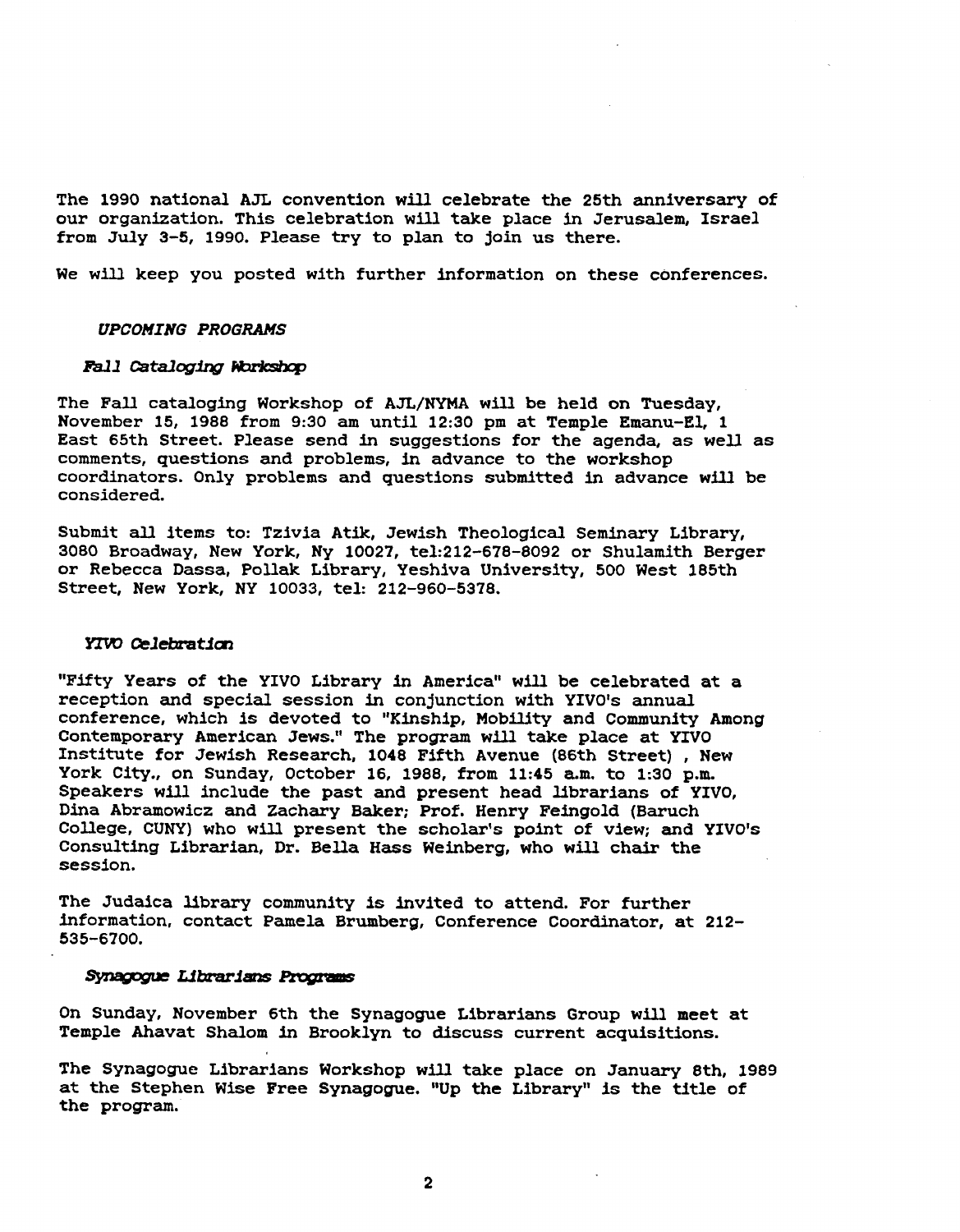The 1990 national AJL convention will celebrate the 25th anniversary of our organization. This celebration will take place in Jerusalem, Israel from July 3-5, 1990. Please try to plan to join us there.

We will keep you posted with further information on these conferences.

## *UPCOMING PROGRAMS*

### *Fall Cataloging Workshop*

The Fall cataloging Workshop of AJL/NYMA will be held on Tuesday, November 15, 1988 from 9:30 am until 12:30 pm at Temple Emanu-El, 1 East 65th Street. Please send in suggestions for the agenda, as well as comments, questions and problems, in advance to the workshop coordinators. Only problems and questions submitted in advance will be considered.

Submit all items to: Tzivia Atik, Jewish Theological Seminary Library, 3080 Broadway, New York, Ny 10027, tel:212-678-8092 or Shulamith Berger or Rebecca Dassa, Pollak Library, Yeshiva University, 500 West 185th Street, New York, NY 10033, tel: 212-960-5378.

### *YIVO Celebration*

"Fifty Years of the YIVO Library in America" will be celebrated at a reception and special session in conjunction with YIVO's annual conference, which is devoted to "Kinship, Mobility and Community Among Contemporary American Jews." The program will take place at YIVO Institute for Jewish Research, 1048 Fifth Avenue (86th Street) , New York City., on Sunday, October 16, 1988, from 11:45 a.m. to 1:30 p.m. Speakers will include the past and present head librarians of YIVO, Dina Abramowicz and Zachary Baker; Prof. Henry Feingold (Baruch College, CUNY) who will present the scholar's point of view; and YIVO's Consulting Librarian, Dr. Bella Hass Weinberg, who will chair the session.

The Judaica library community is invited to attend. For further information, contact Pamela Brumberg, Conference Coordinator, at 212-535-6700.

### *Synagogue Librarians Programs*

On Sunday, November 6th the Synagogue Librarians Group will meet at Temple Ahavat Shalom in Brooklyn to discuss current acquisitions.

The Synagogue Librarians Workshop will take place on January 8th, 1989 at the Stephen Wise Free Synagogue. "Up the Library" is the title of the program.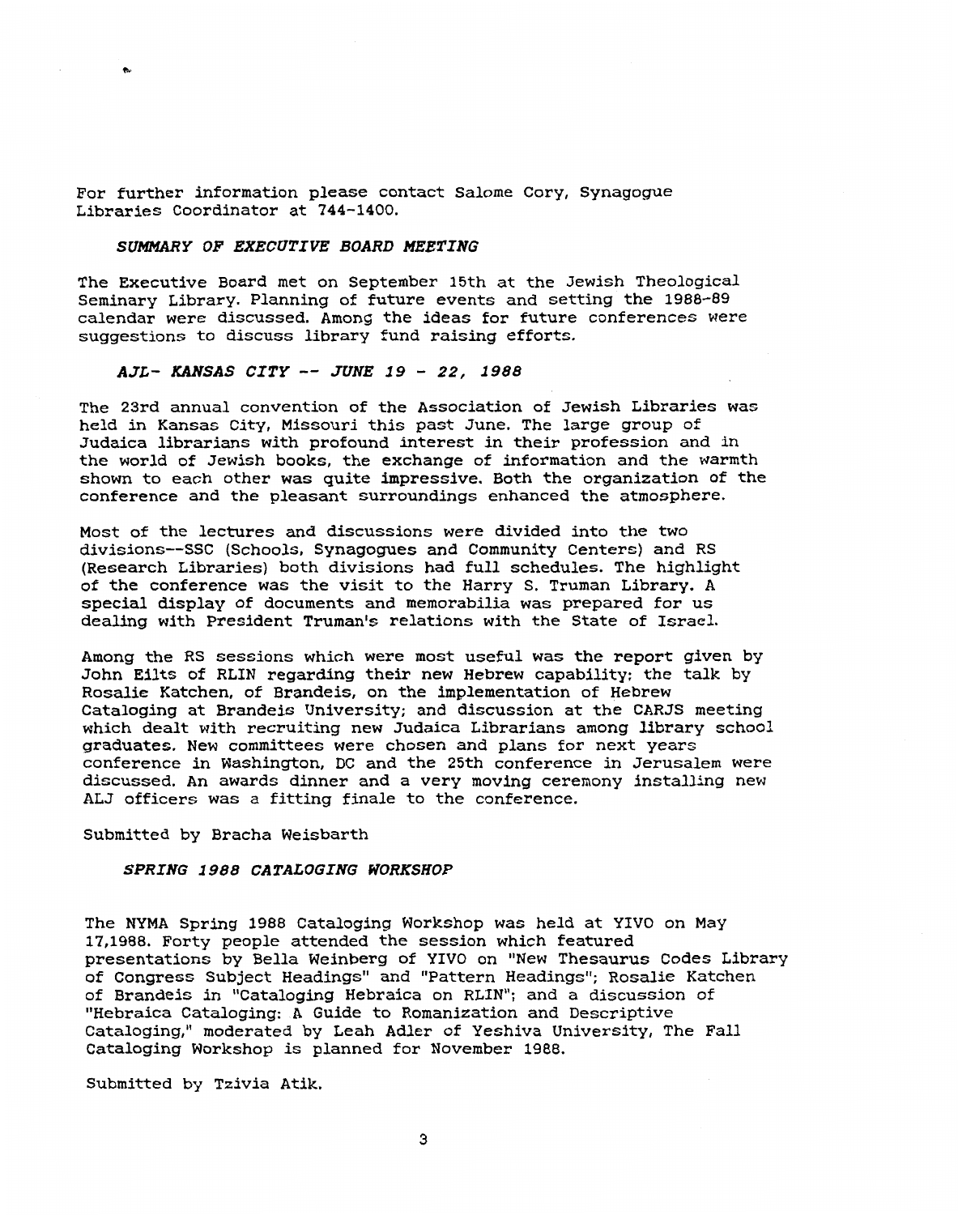For further information please contact Salome Cory, Synagogue Libraries Coordinator at 744-1400.

### *SUMMARY OF EXECUTIVE BOARD MEETING*

The Executive Board met on September 15th at the Jewish Theological Seminary Library. Planning of future events and setting the 1988-89 calendar were discussed. Among the ideas for future conferences were suggestions to discuss library fund raising efforts.

### *AJL- KANSAS CITY -- JUNE 19 - 22, 1988*

The 23rd annual convention of the Association of Jewish Libraries was held in Kansas City, Missouri this past June. The large group of Judaica librarians with profound interest in their profession and in the world of Jewish books, the exchange of information and the warmth shown to each other was quite impressive. Both the organization of the conference and the pleasant surroundings enhanced the atmosphere.

Most of the lectures and discussions were divided into the two divisions--SSC (Schools, Synagogues and Community Centers) and RS (Research Libraries) both divisions had full schedules. The highlight of the conference was the visit to the Harry S. Truman Library. A special display of documents and memorabilia was prepared for us dealing with President Truman's relations with the State of Israel.

Among the RS sessions which were most useful was the report given by John Eilts of RLIN regarding their new Hebrew capability; the talk by Rosalie Katchen, of Brandeis, on the implementation of Hebrew Cataloging at Brandeis University; and discussion at the CARJS meeting which dealt with recruiting new Judaica Librarians among library school graduates. New committees were chosen and plans for next years conference in Washington, DC and the 25th conference in Jerusalem were discussed. An awards dinner and a very moving ceremony installing new ALJ officers was a fitting finale to the conference.

Submitted by Bracha Weisbarth

### *SPRING 1988 CATALOGING WORKSHOP*

The NYMA Spring 1988 Cataloging Workshop was held at YIVO on May 17,1988. Forty people attended the session which featured presentations by Bella Weinberg of YIVO on "New Thesaurus Codes Library of Congress Subject Headings" and "Pattern Headings"; Rosalie Katchen of Brandeis in "Cataloging Hebraica on RLIN"; and a discussion of "Hebraica Cataloging: A Guide to Romanization and Descriptive Cataloging," moderated by Leah Adler of Yeshiva University, The Fall Cataloging Workshop is planned for November 1988.

Submitted by Tzivia Atik.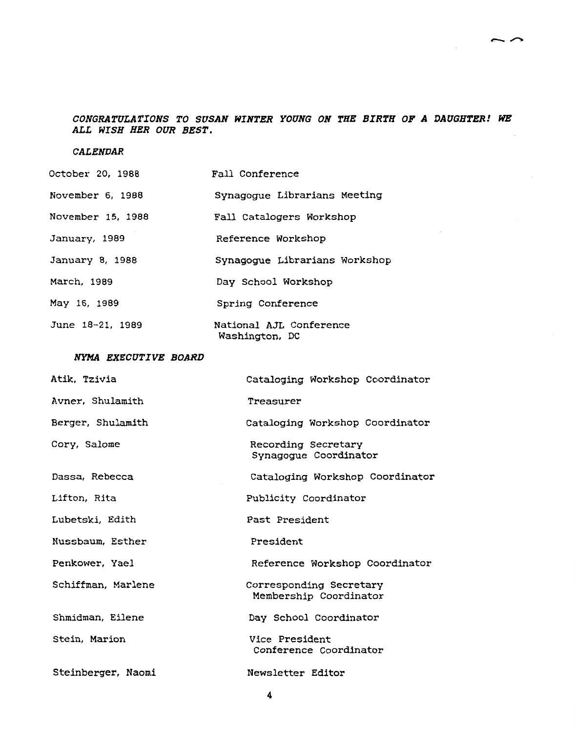*CONGRATULATIONS TO SUSAN WINTER YOUNG ON THE BIRTH OF A DAUGHTER! WE ALL WISH HER OUR BEST.*

*CALENDAR*

| | |
|---|---|
| October 20, 1988 | Fall Conference |
| November 6, 1988 | Synagogue Librarians Meeting |
| November 15, 1988 | Fall Catalogers Workshop |
| January, 1989 | Reference Workshop |
| January 8, 1988 | Synagogue Librarians Workshop |
| March, 1989 | Day School Workshop |
| May 16, 1989 | Spring Conference |
| June 18-21, 1989 | National AJL Conference Washington, DC |

***NYMA EXECUTIVE BOARD***

| | |
|---|---|
| Atik, Tzivia | Cataloging Workshop Coordinator |
| Avner, Shulamith | Treasurer |
| Berger, Shulamith | Cataloging Workshop Coordinator |
| Cory, Salome | Recording Secretary<br>Synagogue Coordinator |
| Dassa, Rebecca | Cataloging Workshop Coordinator |
| Lifton, Rita | Publicity Coordinator |
| Lubetski, Edith | Past President |
| Nussbaum, Esther | President |
| Penkower, Yael | Reference Workshop Coordinator |
| Schiffman, Marlene | Corresponding Secretary<br>Membership Coordinator |
| Shmidman, Eilene | Day School Coordinator |
| Stein, Marion | Vice President<br>Conference Coordinator |
| Steinberger, Naomi | Newsletter Editor |